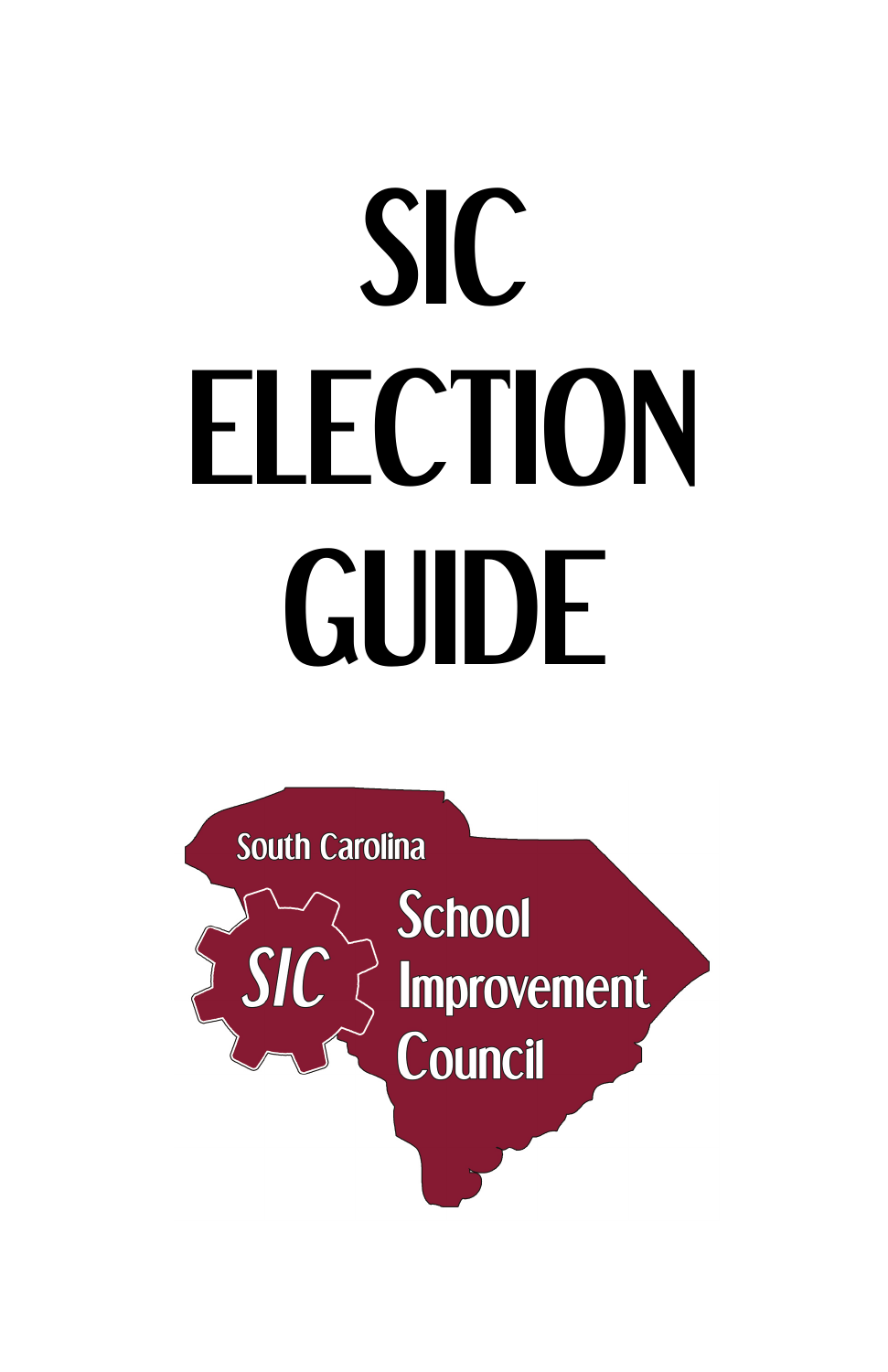# SIC ELECTION GUIDE

South Carolina

SIC

School Improvement Council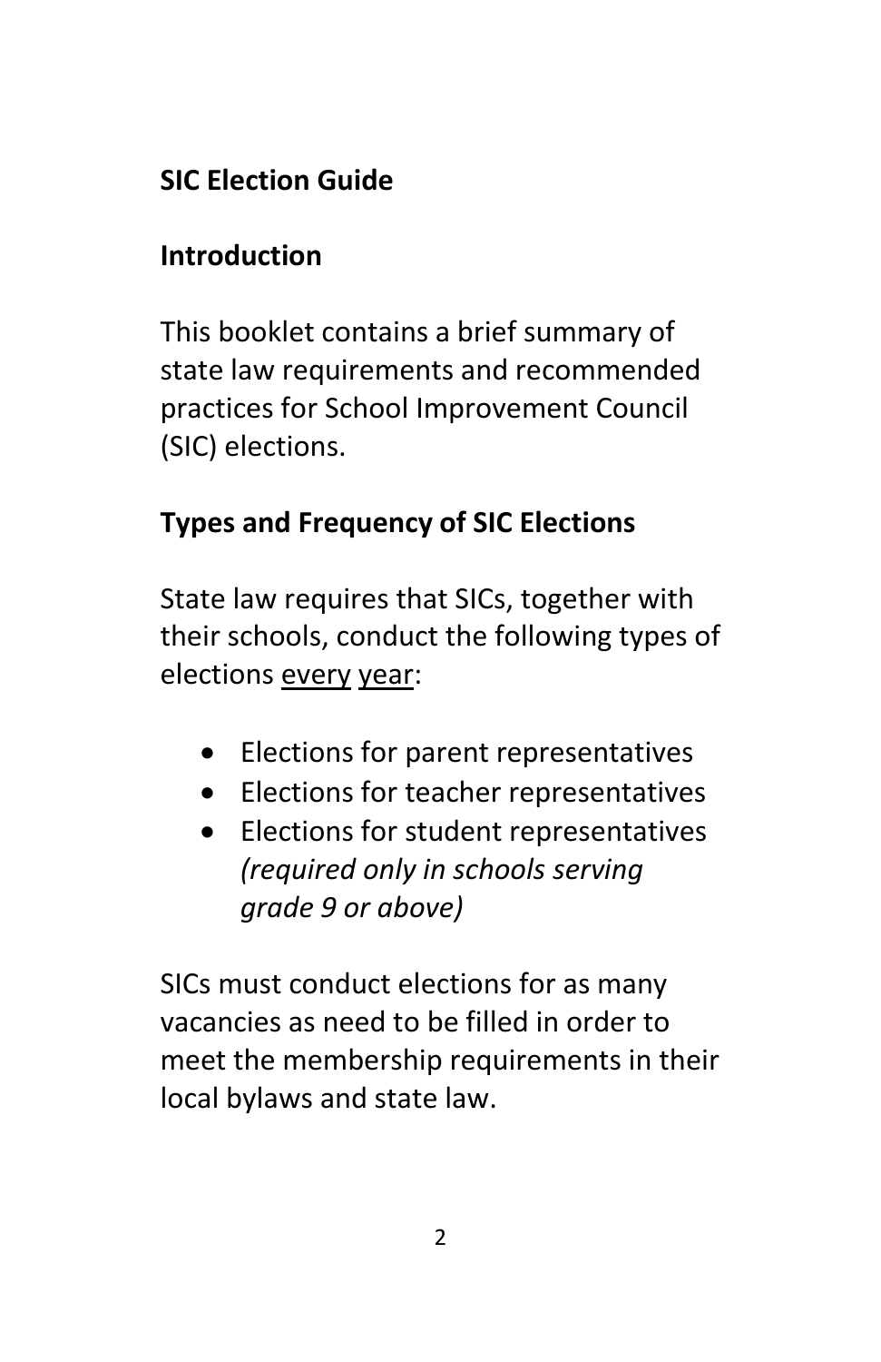# SIC Election Guide

## Introduction

This booklet contains a brief summary of state law requirements and recommended practices for School Improvement Council (SIC) elections.

## Types and Frequency of SIC Elections

State law requires that SICs, together with their schools, conduct the following types of elections <u>every year</u>:

- Elections for parent representatives
- Elections for teacher representatives
- Elections for student representatives *(required only in schools serving grade 9 or above)*

SICs must conduct elections for as many vacancies as need to be filled in order to meet the membership requirements in their local bylaws and state law.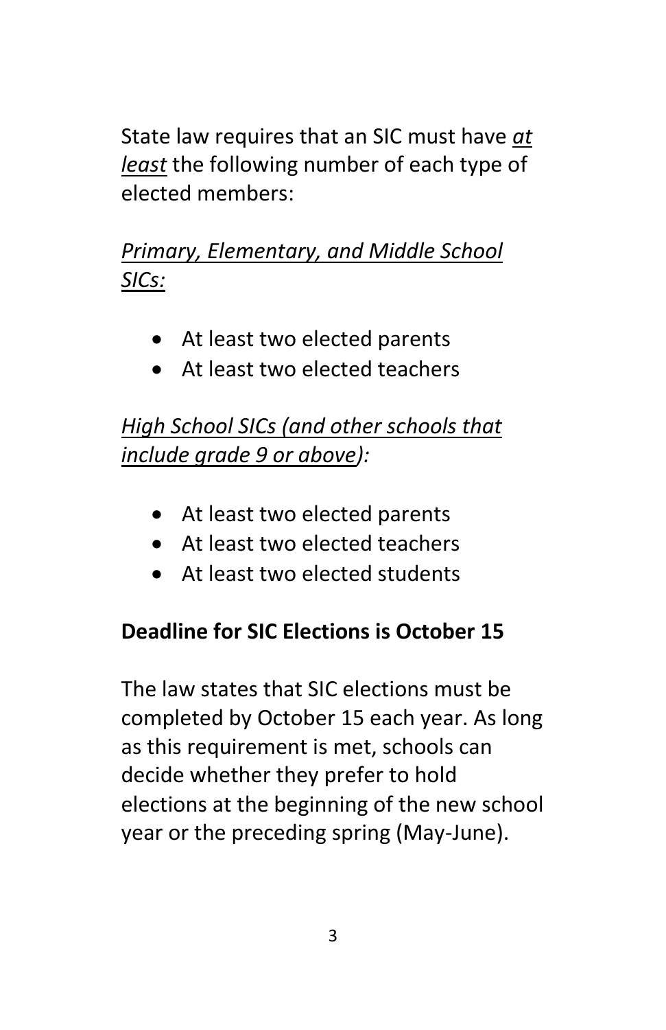State law requires that an SIC must have _**at least**_ the following number of each type of elected members:

_Primary, Elementary, and Middle School SICs:_

- At least two elected parents
- At least two elected teachers

_High School SICs (and other schools that include grade 9 or above):_

- At least two elected parents
- At least two elected teachers
- At least two elected students

**Deadline for SIC Elections is October 15**

The law states that SIC elections must be completed by October 15 each year. As long as this requirement is met, schools can decide whether they prefer to hold elections at the beginning of the new school year or the preceding spring (May-June).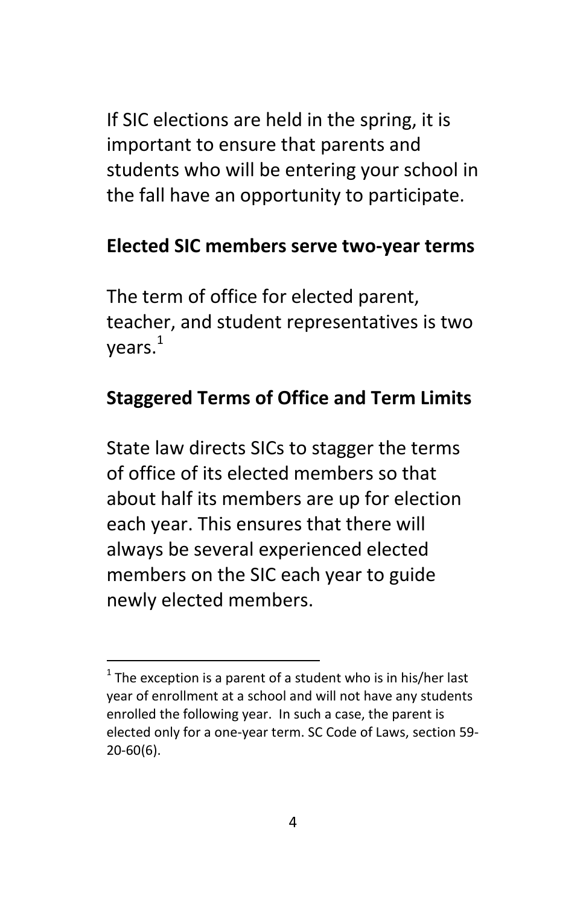If SIC elections are held in the spring, it is important to ensure that parents and students who will be entering your school in the fall have an opportunity to participate.

## Elected SIC members serve two-year terms

The term of office for elected parent, teacher, and student representatives is two years.[1]

## Staggered Terms of Office and Term Limits

State law directs SICs to stagger the terms of office of its elected members so that about half its members are up for election each year. This ensures that there will always be several experienced elected members on the SIC each year to guide newly elected members.

---

[1] The exception is a parent of a student who is in his/her last year of enrollment at a school and will not have any students enrolled the following year. In such a case, the parent is elected only for a one-year term. SC Code of Laws, section 59-20-60(6).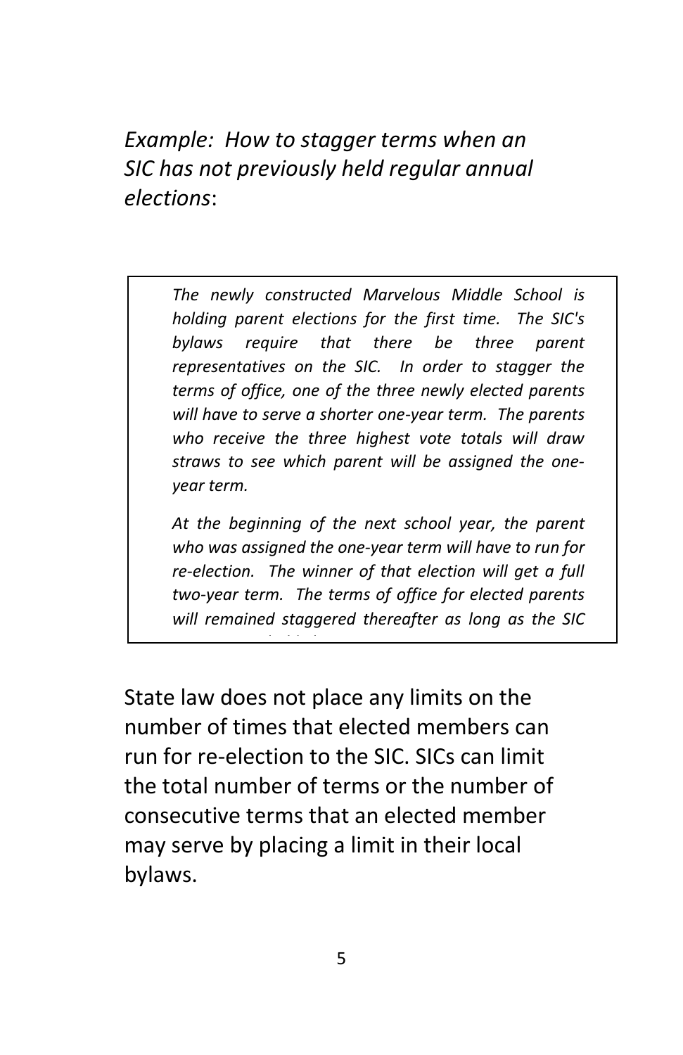*Example: How to stagger terms when an SIC has not previously held regular annual elections*:

> *The newly constructed Marvelous Middle School is holding parent elections for the first time. The SIC's bylaws require that there be three parent representatives on the SIC. In order to stagger the terms of office, one of the three newly elected parents will have to serve a shorter one-year term. The parents who receive the three highest vote totals will draw straws to see which parent will be assigned the one-year term.*
>
> *At the beginning of the next school year, the parent who was assigned the one-year term will have to run for re-election. The winner of that election will get a full two-year term. The terms of office for elected parents will remained staggered thereafter as long as the SIC*

State law does not place any limits on the number of times that elected members can run for re-election to the SIC. SICs can limit the total number of terms or the number of consecutive terms that an elected member may serve by placing a limit in their local bylaws.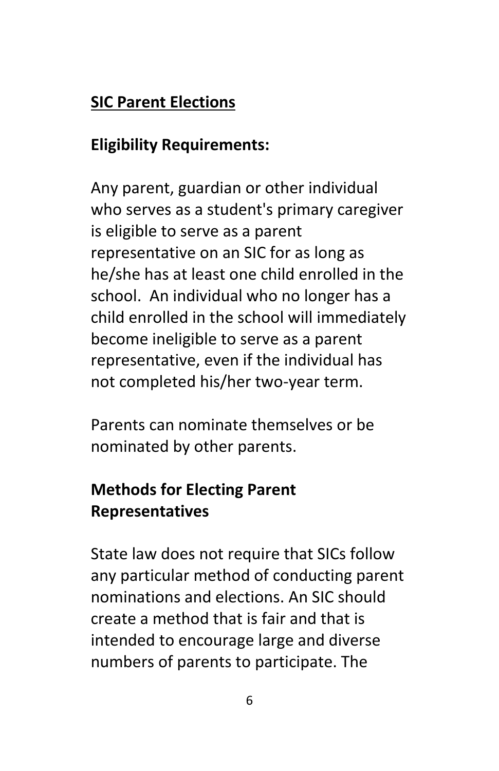## SIC Parent Elections

### Eligibility Requirements:

Any parent, guardian or other individual who serves as a student's primary caregiver is eligible to serve as a parent representative on an SIC for as long as he/she has at least one child enrolled in the school. An individual who no longer has a child enrolled in the school will immediately become ineligible to serve as a parent representative, even if the individual has not completed his/her two-year term.

Parents can nominate themselves or be nominated by other parents.

### Methods for Electing Parent Representatives

State law does not require that SICs follow any particular method of conducting parent nominations and elections. An SIC should create a method that is fair and that is intended to encourage large and diverse numbers of parents to participate. The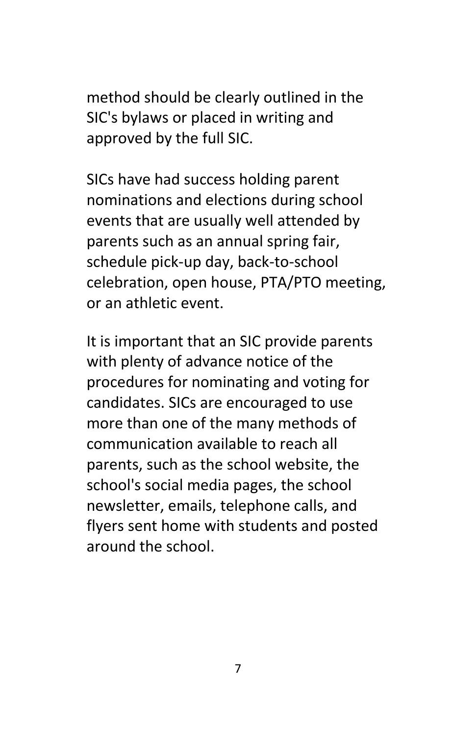method should be clearly outlined in the SIC's bylaws or placed in writing and approved by the full SIC.

SICs have had success holding parent nominations and elections during school events that are usually well attended by parents such as an annual spring fair, schedule pick-up day, back-to-school celebration, open house, PTA/PTO meeting, or an athletic event.

It is important that an SIC provide parents with plenty of advance notice of the procedures for nominating and voting for candidates. SICs are encouraged to use more than one of the many methods of communication available to reach all parents, such as the school website, the school's social media pages, the school newsletter, emails, telephone calls, and flyers sent home with students and posted around the school.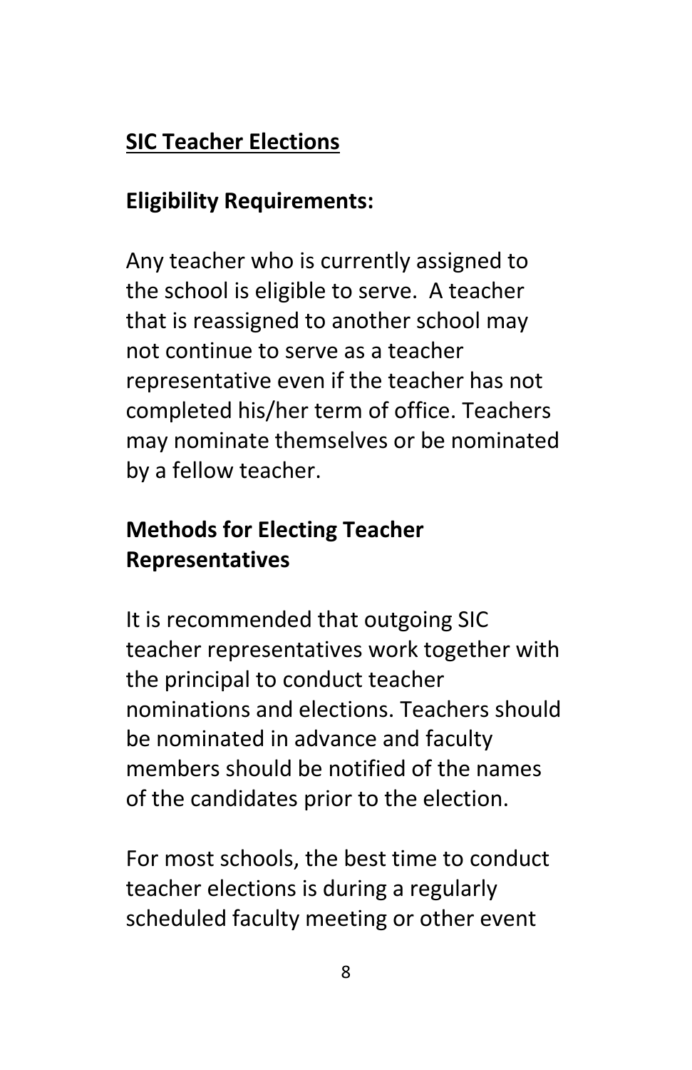## SIC Teacher Elections

### Eligibility Requirements:

Any teacher who is currently assigned to the school is eligible to serve. A teacher that is reassigned to another school may not continue to serve as a teacher representative even if the teacher has not completed his/her term of office. Teachers may nominate themselves or be nominated by a fellow teacher.

### Methods for Electing Teacher Representatives

It is recommended that outgoing SIC teacher representatives work together with the principal to conduct teacher nominations and elections. Teachers should be nominated in advance and faculty members should be notified of the names of the candidates prior to the election.

For most schools, the best time to conduct teacher elections is during a regularly scheduled faculty meeting or other event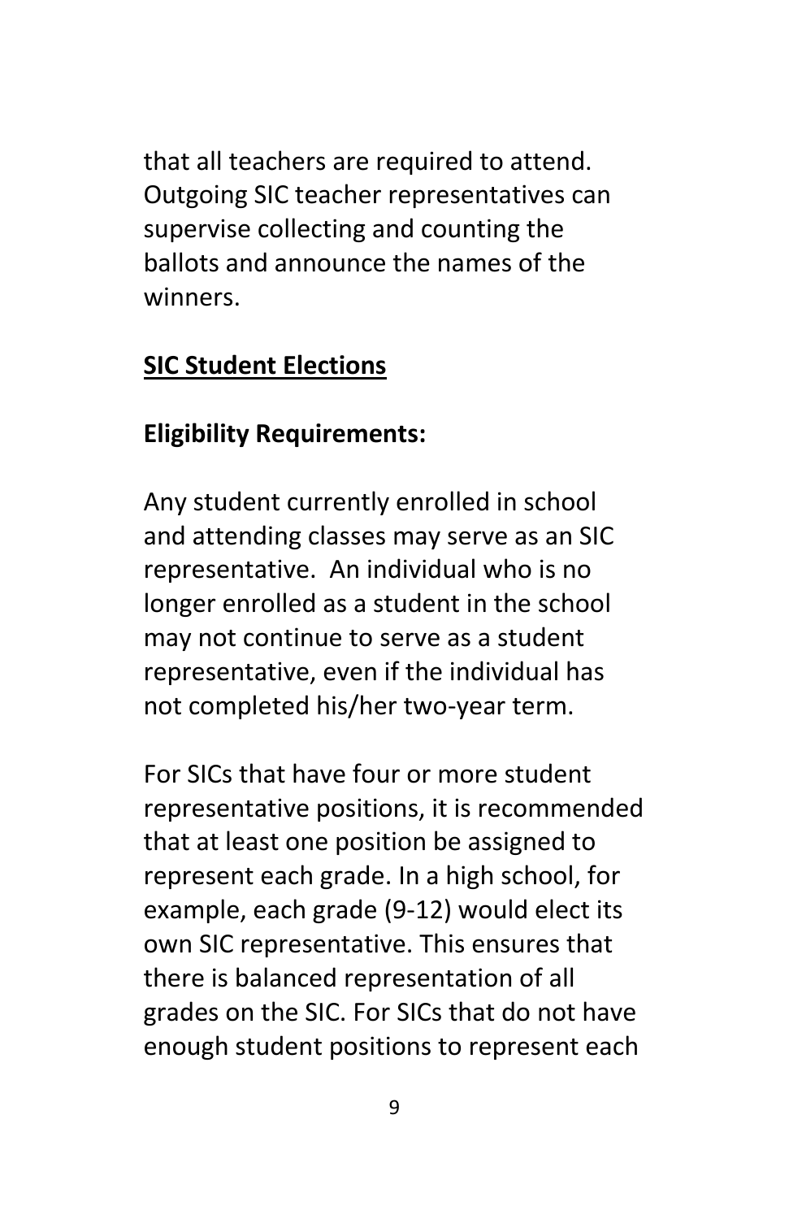that all teachers are required to attend. Outgoing SIC teacher representatives can supervise collecting and counting the ballots and announce the names of the winners.

## <u>SIC Student Elections</u>

### Eligibility Requirements:

Any student currently enrolled in school and attending classes may serve as an SIC representative. An individual who is no longer enrolled as a student in the school may not continue to serve as a student representative, even if the individual has not completed his/her two-year term.

For SICs that have four or more student representative positions, it is recommended that at least one position be assigned to represent each grade. In a high school, for example, each grade (9-12) would elect its own SIC representative. This ensures that there is balanced representation of all grades on the SIC. For SICs that do not have enough student positions to represent each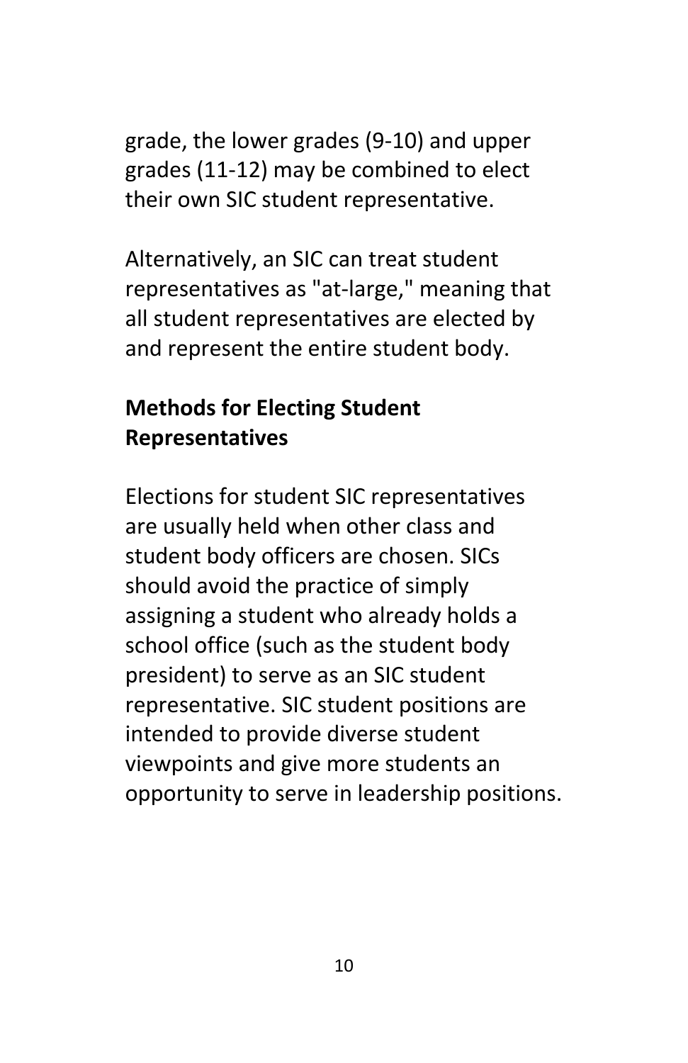grade, the lower grades (9-10) and upper grades (11-12) may be combined to elect their own SIC student representative.

Alternatively, an SIC can treat student representatives as "at-large," meaning that all student representatives are elected by and represent the entire student body.

## Methods for Electing Student Representatives

Elections for student SIC representatives are usually held when other class and student body officers are chosen. SICs should avoid the practice of simply assigning a student who already holds a school office (such as the student body president) to serve as an SIC student representative. SIC student positions are intended to provide diverse student viewpoints and give more students an opportunity to serve in leadership positions.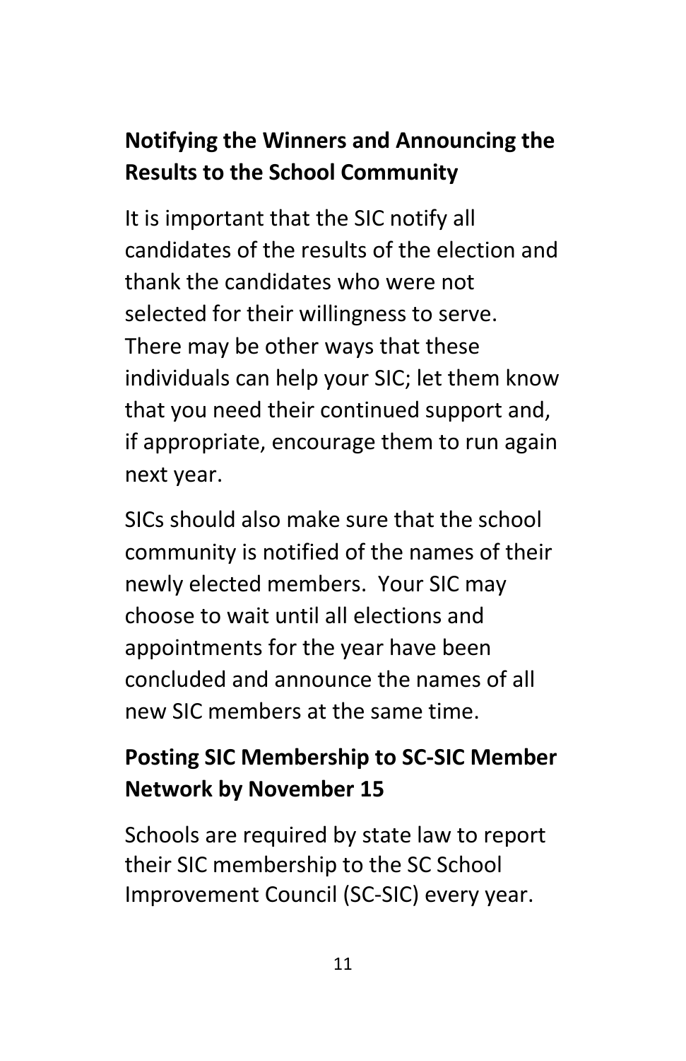## Notifying the Winners and Announcing the Results to the School Community

It is important that the SIC notify all candidates of the results of the election and thank the candidates who were not selected for their willingness to serve. There may be other ways that these individuals can help your SIC; let them know that you need their continued support and, if appropriate, encourage them to run again next year.

SICs should also make sure that the school community is notified of the names of their newly elected members. Your SIC may choose to wait until all elections and appointments for the year have been concluded and announce the names of all new SIC members at the same time.

## Posting SIC Membership to SC-SIC Member Network by November 15

Schools are required by state law to report their SIC membership to the SC School Improvement Council (SC-SIC) every year.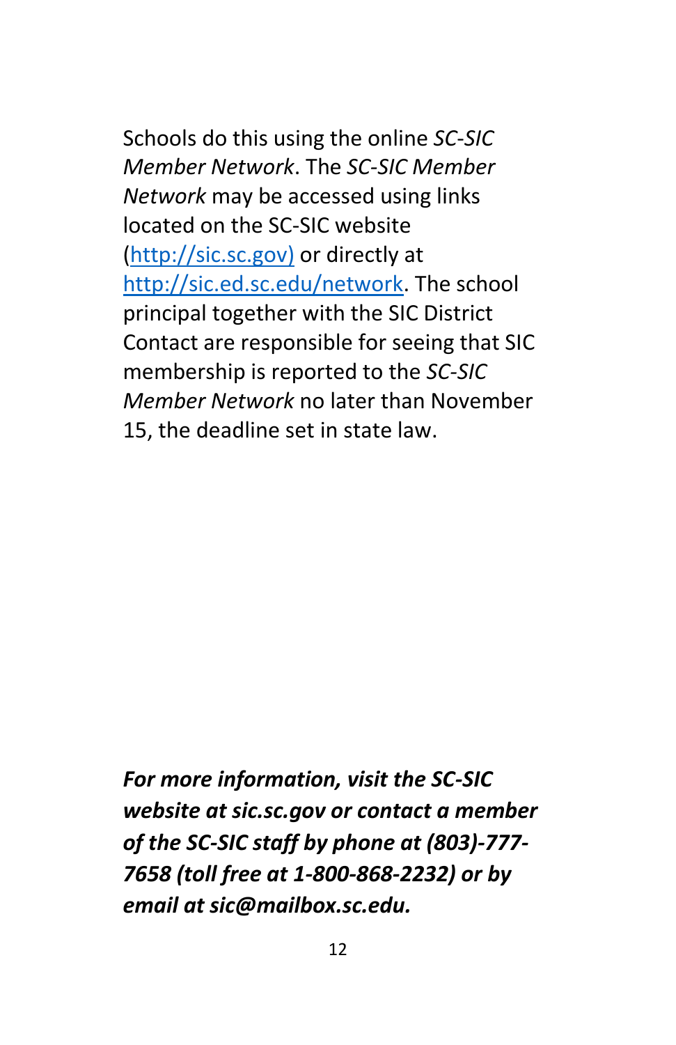Schools do this using the online *SC-SIC Member Network*. The *SC-SIC Member Network* may be accessed using links located on the SC-SIC website ([http://sic.sc.gov)](http://sic.sc.gov) or directly at [http://sic.ed.sc.edu/network](http://sic.ed.sc.edu/network). The school principal together with the SIC District Contact are responsible for seeing that SIC membership is reported to the *SC-SIC Member Network* no later than November 15, the deadline set in state law.

***For more information, visit the SC-SIC website at sic.sc.gov or contact a member of the SC-SIC staff by phone at (803)-777-7658 (toll free at 1-800-868-2232) or by email at sic@mailbox.sc.edu.***